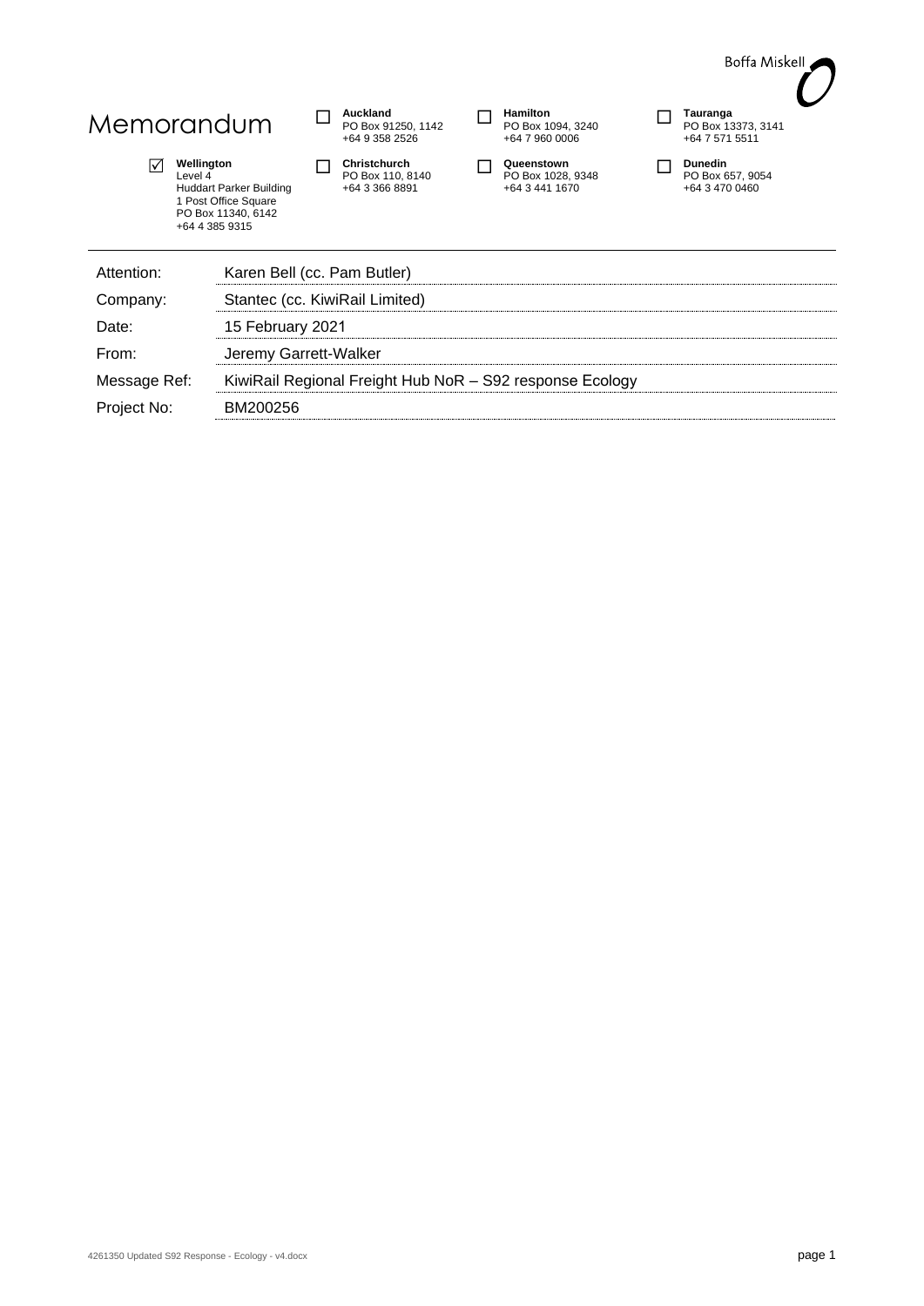Boffa Miskell

# Memorandum

| | | | |
|---|---|---|---|
| ☐ **Auckland** PO Box 91250, 1142 +64 9 358 2526 | ☐ **Hamilton** PO Box 1094, 3240 +64 7 960 0006 | ☐ **Tauranga** PO Box 13373, 3141 +64 7 571 5511 | |
| ☑ **Wellington** Level 4 Huddart Parker Building 1 Post Office Square PO Box 11340, 6142 +64 4 385 9315 | ☐ **Christchurch** PO Box 110, 8140 +64 3 366 8891 | ☐ **Queenstown** PO Box 1028, 9348 +64 3 441 1670 | ☐ **Dunedin** PO Box 657, 9054 +64 3 470 0460 |

| | |
|---|---|
| Attention: | Karen Bell (cc. Pam Butler) |
| Company: | Stantec (cc. KiwiRail Limited) |
| Date: | 15 February 2021 |
| From: | Jeremy Garrett-Walker |
| Message Ref: | KiwiRail Regional Freight Hub NoR – S92 response Ecology |
| Project No: | BM200256 |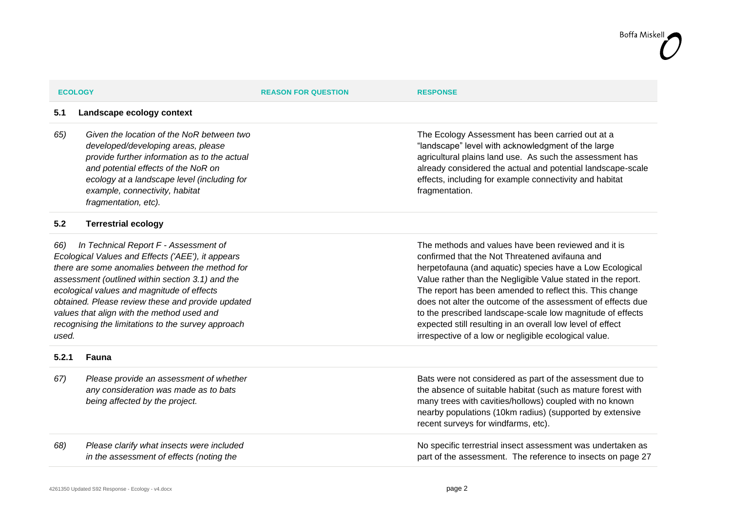| ECOLOGY | REASON FOR QUESTION | RESPONSE |
|---|---|---|
| **5.1 Landscape ecology context** | | |
| *65) Given the location of the NoR between two developed/developing areas, please provide further information as to the actual and potential effects of the NoR on ecology at a landscape level (including for example, connectivity, habitat fragmentation, etc).* | | The Ecology Assessment has been carried out at a "landscape" level with acknowledgment of the large agricultural plains land use. As such the assessment has already considered the actual and potential landscape-scale effects, including for example connectivity and habitat fragmentation. |
| **5.2 Terrestrial ecology** | | |
| *66) In Technical Report F - Assessment of Ecological Values and Effects ('AEE'), it appears there are some anomalies between the method for assessment (outlined within section 3.1) and the ecological values and magnitude of effects obtained. Please review these and provide updated values that align with the method used and recognising the limitations to the survey approach used.* | | The methods and values have been reviewed and it is confirmed that the Not Threatened avifauna and herpetofauna (and aquatic) species have a Low Ecological Value rather than the Negligible Value stated in the report. The report has been amended to reflect this. This change does not alter the outcome of the assessment of effects due to the prescribed landscape-scale low magnitude of effects expected still resulting in an overall low level of effect irrespective of a low or negligible ecological value. |
| **5.2.1 Fauna** | | |
| *67) Please provide an assessment of whether any consideration was made as to bats being affected by the project.* | | Bats were not considered as part of the assessment due to the absence of suitable habitat (such as mature forest with many trees with cavities/hollows) coupled with no known nearby populations (10km radius) (supported by extensive recent surveys for windfarms, etc). |
| *68) Please clarify what insects were included in the assessment of effects (noting the* | | No specific terrestrial insect assessment was undertaken as part of the assessment. The reference to insects on page 27 |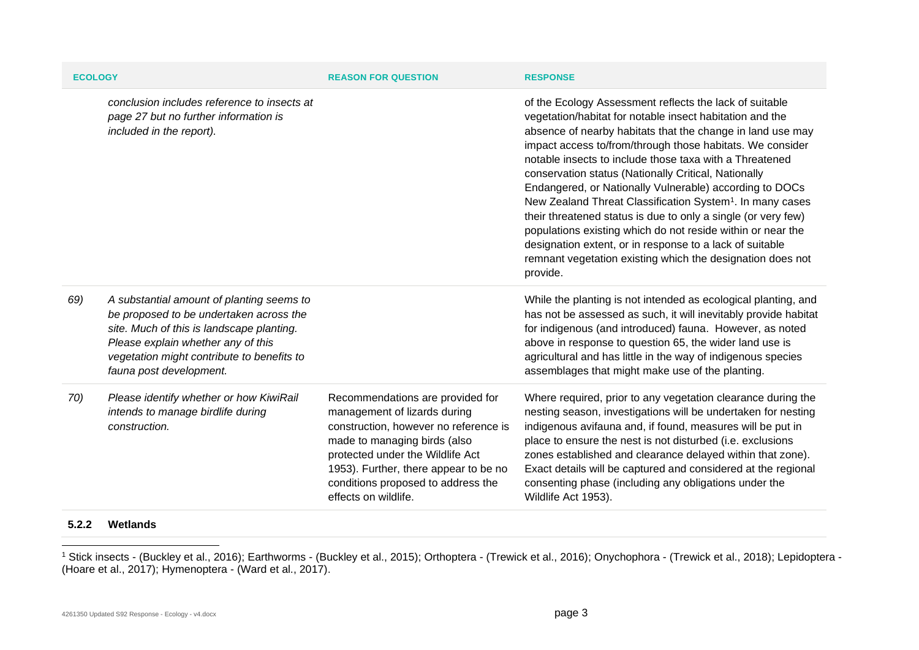| | ECOLOGY | REASON FOR QUESTION | RESPONSE |
|---|---|---|---|
| | *conclusion includes reference to insects at page 27 but no further information is included in the report).* | | of the Ecology Assessment reflects the lack of suitable vegetation/habitat for notable insect habitation and the absence of nearby habitats that the change in land use may impact access to/from/through those habitats. We consider notable insects to include those taxa with a Threatened conservation status (Nationally Critical, Nationally Endangered, or Nationally Vulnerable) according to DOCs New Zealand Threat Classification System[1]. In many cases their threatened status is due to only a single (or very few) populations existing which do not reside within or near the designation extent, or in response to a lack of suitable remnant vegetation existing which the designation does not provide. |
| *69)* | *A substantial amount of planting seems to be proposed to be undertaken across the site. Much of this is landscape planting. Please explain whether any of this vegetation might contribute to benefits to fauna post development.* | | While the planting is not intended as ecological planting, and has not be assessed as such, it will inevitably provide habitat for indigenous (and introduced) fauna. However, as noted above in response to question 65, the wider land use is agricultural and has little in the way of indigenous species assemblages that might make use of the planting. |
| *70)* | *Please identify whether or how KiwiRail intends to manage birdlife during construction.* | Recommendations are provided for management of lizards during construction, however no reference is made to managing birds (also protected under the Wildlife Act 1953). Further, there appear to be no conditions proposed to address the effects on wildlife. | Where required, prior to any vegetation clearance during the nesting season, investigations will be undertaken for nesting indigenous avifauna and, if found, measures will be put in place to ensure the nest is not disturbed (i.e. exclusions zones established and clearance delayed within that zone). Exact details will be captured and considered at the regional consenting phase (including any obligations under the Wildlife Act 1953). |

### 5.2.2 Wetlands

[1] Stick insects - (Buckley et al., 2016); Earthworms - (Buckley et al., 2015); Orthoptera - (Trewick et al., 2016); Onychophora - (Trewick et al., 2018); Lepidoptera - (Hoare et al., 2017); Hymenoptera - (Ward et al., 2017).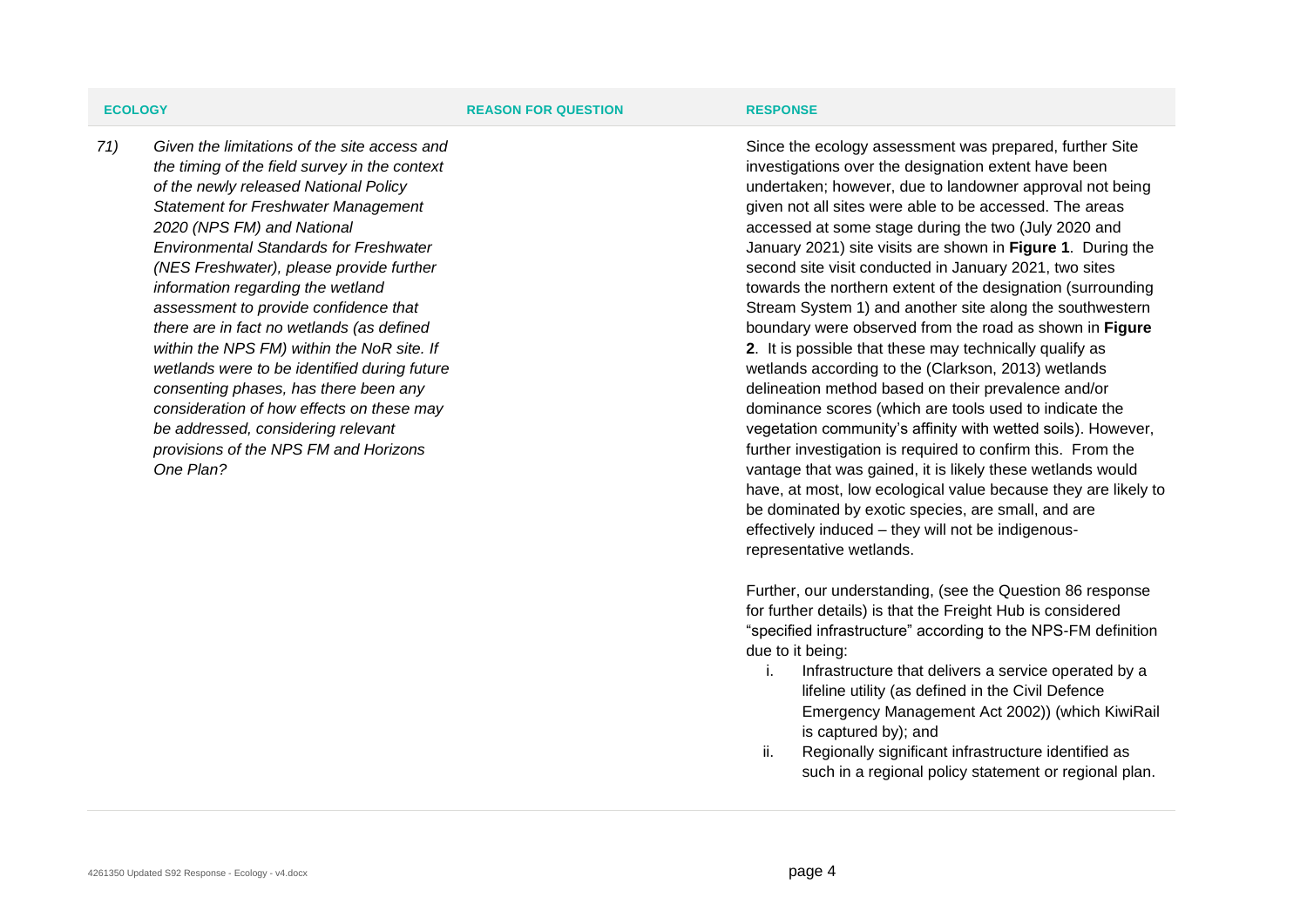| ECOLOGY | REASON FOR QUESTION | RESPONSE |
| --- | --- | --- |
| 71) *Given the limitations of the site access and the timing of the field survey in the context of the newly released National Policy Statement for Freshwater Management 2020 (NPS FM) and National Environmental Standards for Freshwater (NES Freshwater), please provide further information regarding the wetland assessment to provide confidence that there are in fact no wetlands (as defined within the NPS FM) within the NoR site. If wetlands were to be identified during future consenting phases, has there been any consideration of how effects on these may be addressed, considering relevant provisions of the NPS FM and Horizons One Plan?* | | Since the ecology assessment was prepared, further Site investigations over the designation extent have been undertaken; however, due to landowner approval not being given not all sites were able to be accessed. The areas accessed at some stage during the two (July 2020 and January 2021) site visits are shown in **Figure 1**. During the second site visit conducted in January 2021, two sites towards the northern extent of the designation (surrounding Stream System 1) and another site along the southwestern boundary were observed from the road as shown in **Figure 2**. It is possible that these may technically qualify as wetlands according to the (Clarkson, 2013) wetlands delineation method based on their prevalence and/or dominance scores (which are tools used to indicate the vegetation community's affinity with wetted soils). However, further investigation is required to confirm this. From the vantage that was gained, it is likely these wetlands would have, at most, low ecological value because they are likely to be dominated by exotic species, are small, and are effectively induced – they will not be indigenous-representative wetlands.<br><br>Further, our understanding, (see the Question 86 response for further details) is that the Freight Hub is considered "specified infrastructure" according to the NPS-FM definition due to it being:<br>i. Infrastructure that delivers a service operated by a lifeline utility (as defined in the Civil Defence Emergency Management Act 2002)) (which KiwiRail is captured by); and<br>ii. Regionally significant infrastructure identified as such in a regional policy statement or regional plan. |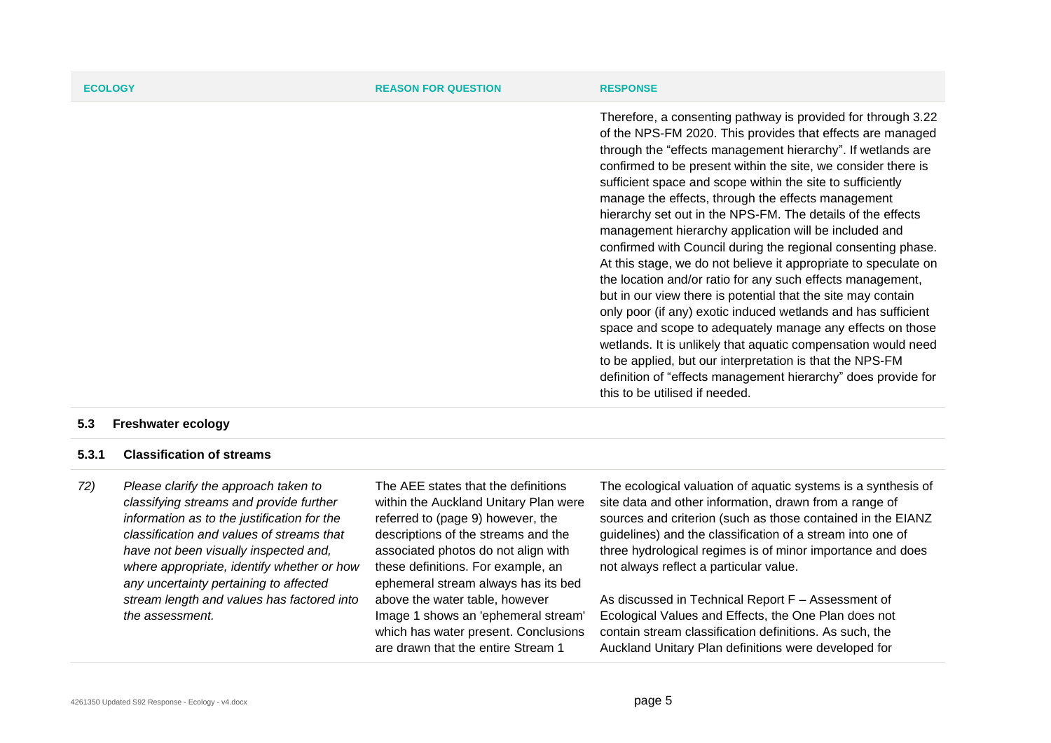| ECOLOGY | REASON FOR QUESTION | RESPONSE |
| --- | --- | --- |
| | | Therefore, a consenting pathway is provided for through 3.22 of the NPS-FM 2020. This provides that effects are managed through the "effects management hierarchy". If wetlands are confirmed to be present within the site, we consider there is sufficient space and scope within the site to sufficiently manage the effects, through the effects management hierarchy set out in the NPS-FM. The details of the effects management hierarchy application will be included and confirmed with Council during the regional consenting phase. At this stage, we do not believe it appropriate to speculate on the location and/or ratio for any such effects management, but in our view there is potential that the site may contain only poor (if any) exotic induced wetlands and has sufficient space and scope to adequately manage any effects on those wetlands. It is unlikely that aquatic compensation would need to be applied, but our interpretation is that the NPS-FM definition of "effects management hierarchy" does provide for this to be utilised if needed. |

### 5.3 Freshwater ecology

#### 5.3.1 Classification of streams

| ECOLOGY | REASON FOR QUESTION | RESPONSE |
| --- | --- | --- |
| *72) Please clarify the approach taken to classifying streams and provide further information as to the justification for the classification and values of streams that have not been visually inspected and, where appropriate, identify whether or how any uncertainty pertaining to affected stream length and values has factored into the assessment.* | The AEE states that the definitions within the Auckland Unitary Plan were referred to (page 9) however, the descriptions of the streams and the associated photos do not align with these definitions. For example, an ephemeral stream always has its bed above the water table, however Image 1 shows an 'ephemeral stream' which has water present. Conclusions are drawn that the entire Stream 1 | The ecological valuation of aquatic systems is a synthesis of site data and other information, drawn from a range of sources and criterion (such as those contained in the EIANZ guidelines) and the classification of a stream into one of three hydrological regimes is of minor importance and does not always reflect a particular value.<br><br>As discussed in Technical Report F – Assessment of Ecological Values and Effects, the One Plan does not contain stream classification definitions. As such, the Auckland Unitary Plan definitions were developed for |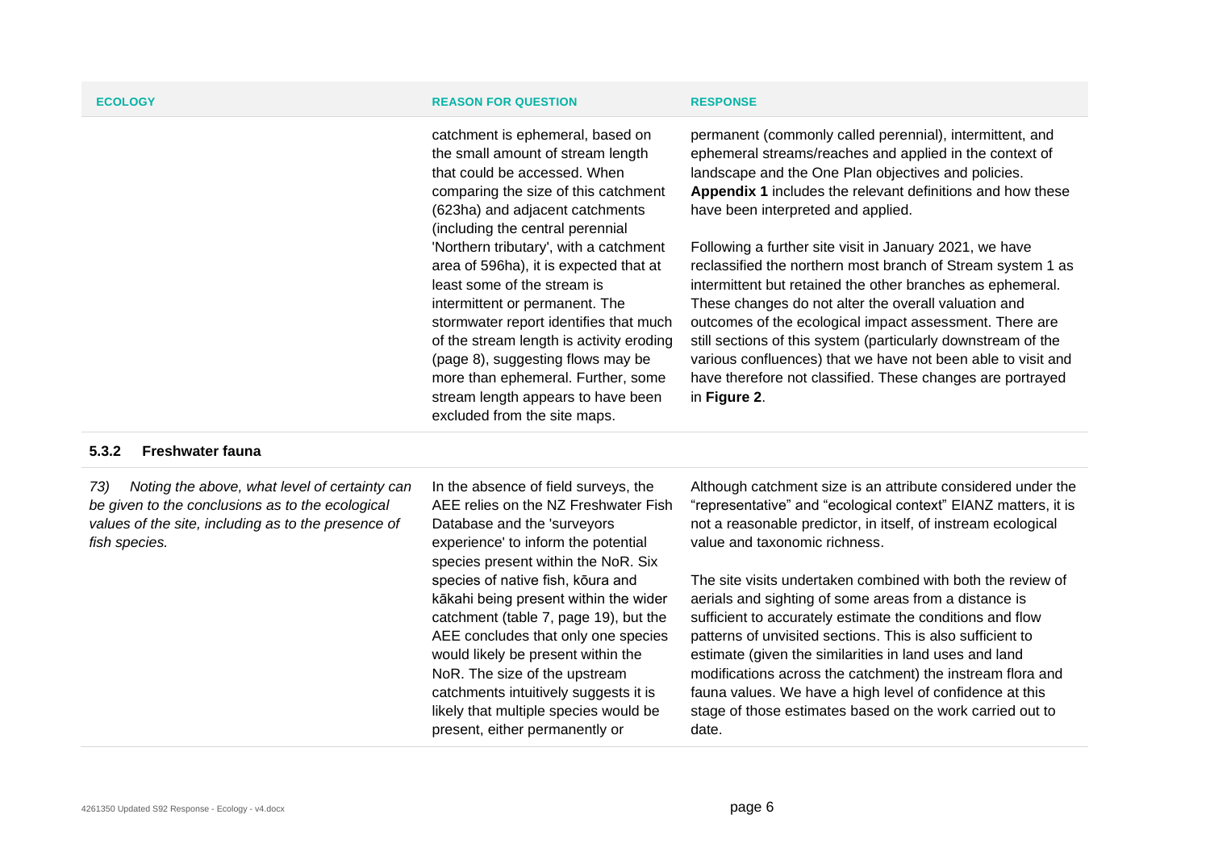| ECOLOGY | REASON FOR QUESTION | RESPONSE |
| --- | --- | --- |
| | catchment is ephemeral, based on the small amount of stream length that could be accessed. When comparing the size of this catchment (623ha) and adjacent catchments (including the central perennial 'Northern tributary', with a catchment area of 596ha), it is expected that at least some of the stream is intermittent or permanent. The stormwater report identifies that much of the stream length is activity eroding (page 8), suggesting flows may be more than ephemeral. Further, some stream length appears to have been excluded from the site maps. | permanent (commonly called perennial), intermittent, and ephemeral streams/reaches and applied in the context of landscape and the One Plan objectives and policies. **Appendix 1** includes the relevant definitions and how these have been interpreted and applied.<br><br>Following a further site visit in January 2021, we have reclassified the northern most branch of Stream system 1 as intermittent but retained the other branches as ephemeral. These changes do not alter the overall valuation and outcomes of the ecological impact assessment. There are still sections of this system (particularly downstream of the various confluences) that we have not been able to visit and have therefore not classified. These changes are portrayed in **Figure 2**. |
| **5.3.2 Freshwater fauna** | | |
| *73) Noting the above, what level of certainty can be given to the conclusions as to the ecological values of the site, including as to the presence of fish species.* | In the absence of field surveys, the AEE relies on the NZ Freshwater Fish Database and the 'surveyors experience' to inform the potential species present within the NoR. Six species of native fish, kōura and kākahi being present within the wider catchment (table 7, page 19), but the AEE concludes that only one species would likely be present within the NoR. The size of the upstream catchments intuitively suggests it is likely that multiple species would be present, either permanently or | Although catchment size is an attribute considered under the "representative" and "ecological context" EIANZ matters, it is not a reasonable predictor, in itself, of instream ecological value and taxonomic richness.<br><br>The site visits undertaken combined with both the review of aerials and sighting of some areas from a distance is sufficient to accurately estimate the conditions and flow patterns of unvisited sections. This is also sufficient to estimate (given the similarities in land uses and land modifications across the catchment) the instream flora and fauna values. We have a high level of confidence at this stage of those estimates based on the work carried out to date. |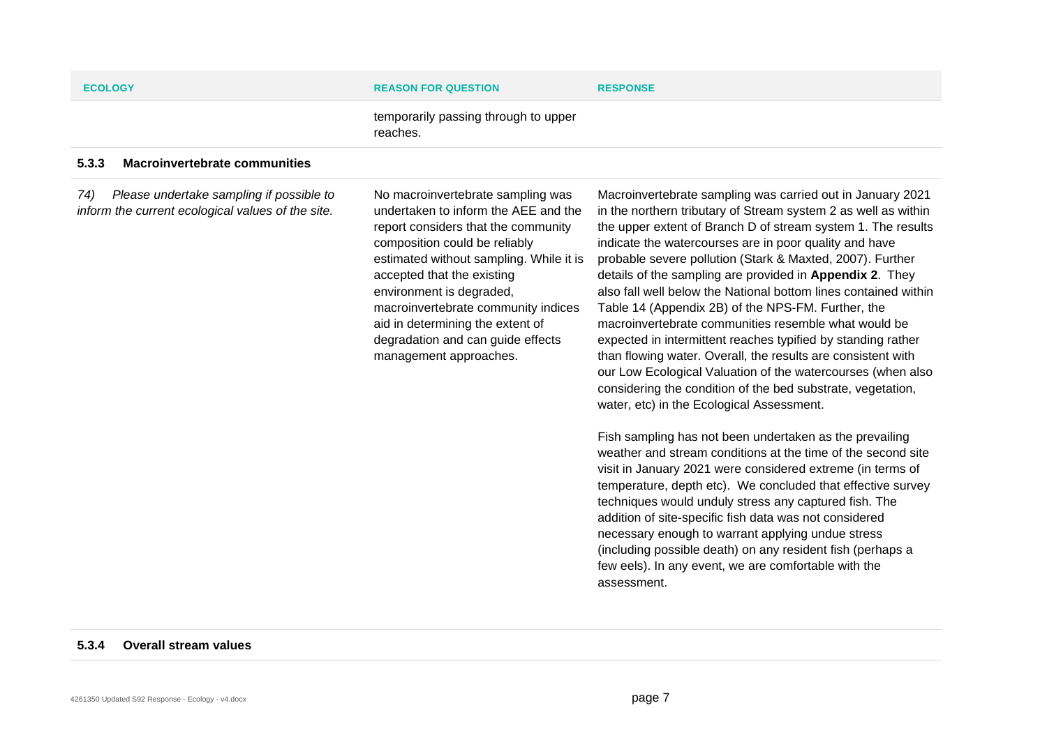| ECOLOGY | REASON FOR QUESTION | RESPONSE |
|---|---|---|
| | temporarily passing through to upper reaches. | |
| **5.3.3 Macroinvertebrate communities** | | |
| *74) Please undertake sampling if possible to inform the current ecological values of the site.* | No macroinvertebrate sampling was undertaken to inform the AEE and the report considers that the community composition could be reliably estimated without sampling. While it is accepted that the existing environment is degraded, macroinvertebrate community indices aid in determining the extent of degradation and can guide effects management approaches. | Macroinvertebrate sampling was carried out in January 2021 in the northern tributary of Stream system 2 as well as within the upper extent of Branch D of stream system 1. The results indicate the watercourses are in poor quality and have probable severe pollution (Stark & Maxted, 2007). Further details of the sampling are provided in **Appendix 2**. They also fall well below the National bottom lines contained within Table 14 (Appendix 2B) of the NPS-FM. Further, the macroinvertebrate communities resemble what would be expected in intermittent reaches typified by standing rather than flowing water. Overall, the results are consistent with our Low Ecological Valuation of the watercourses (when also considering the condition of the bed substrate, vegetation, water, etc) in the Ecological Assessment.<br><br>Fish sampling has not been undertaken as the prevailing weather and stream conditions at the time of the second site visit in January 2021 were considered extreme (in terms of temperature, depth etc). We concluded that effective survey techniques would unduly stress any captured fish. The addition of site-specific fish data was not considered necessary enough to warrant applying undue stress (including possible death) on any resident fish (perhaps a few eels). In any event, we are comfortable with the assessment. |
| **5.3.4 Overall stream values** | | |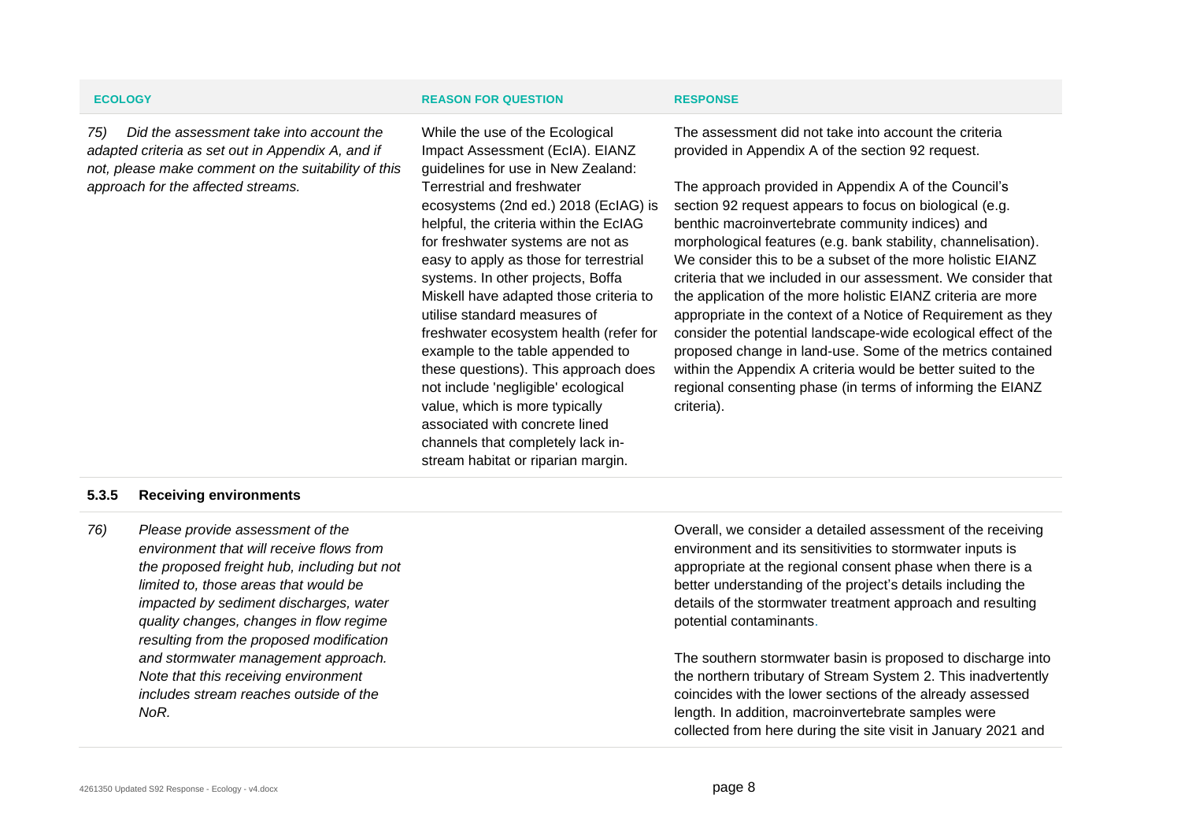| ECOLOGY | REASON FOR QUESTION | RESPONSE |
|---|---|---|
| *75) Did the assessment take into account the adapted criteria as set out in Appendix A, and if not, please make comment on the suitability of this approach for the affected streams.* | While the use of the Ecological Impact Assessment (EcIA). EIANZ guidelines for use in New Zealand: Terrestrial and freshwater ecosystems (2nd ed.) 2018 (EcIAG) is helpful, the criteria within the EcIAG for freshwater systems are not as easy to apply as those for terrestrial systems. In other projects, Boffa Miskell have adapted those criteria to utilise standard measures of freshwater ecosystem health (refer for example to the table appended to these questions). This approach does not include 'negligible' ecological value, which is more typically associated with concrete lined channels that completely lack in-stream habitat or riparian margin. | The assessment did not take into account the criteria provided in Appendix A of the section 92 request.<br><br>The approach provided in Appendix A of the Council's section 92 request appears to focus on biological (e.g. benthic macroinvertebrate community indices) and morphological features (e.g. bank stability, channelisation). We consider this to be a subset of the more holistic EIANZ criteria that we included in our assessment. We consider that the application of the more holistic EIANZ criteria are more appropriate in the context of a Notice of Requirement as they consider the potential landscape-wide ecological effect of the proposed change in land-use. Some of the metrics contained within the Appendix A criteria would be better suited to the regional consenting phase (in terms of informing the EIANZ criteria). |

### 5.3.5 Receiving environments

| | | |
|---|---|---|
| *76) Please provide assessment of the environment that will receive flows from the proposed freight hub, including but not limited to, those areas that would be impacted by sediment discharges, water quality changes, changes in flow regime resulting from the proposed modification and stormwater management approach. Note that this receiving environment includes stream reaches outside of the NoR.* | | Overall, we consider a detailed assessment of the receiving environment and its sensitivities to stormwater inputs is appropriate at the regional consent phase when there is a better understanding of the project's details including the details of the stormwater treatment approach and resulting potential contaminants.<br><br>The southern stormwater basin is proposed to discharge into the northern tributary of Stream System 2. This inadvertently coincides with the lower sections of the already assessed length. In addition, macroinvertebrate samples were collected from here during the site visit in January 2021 and |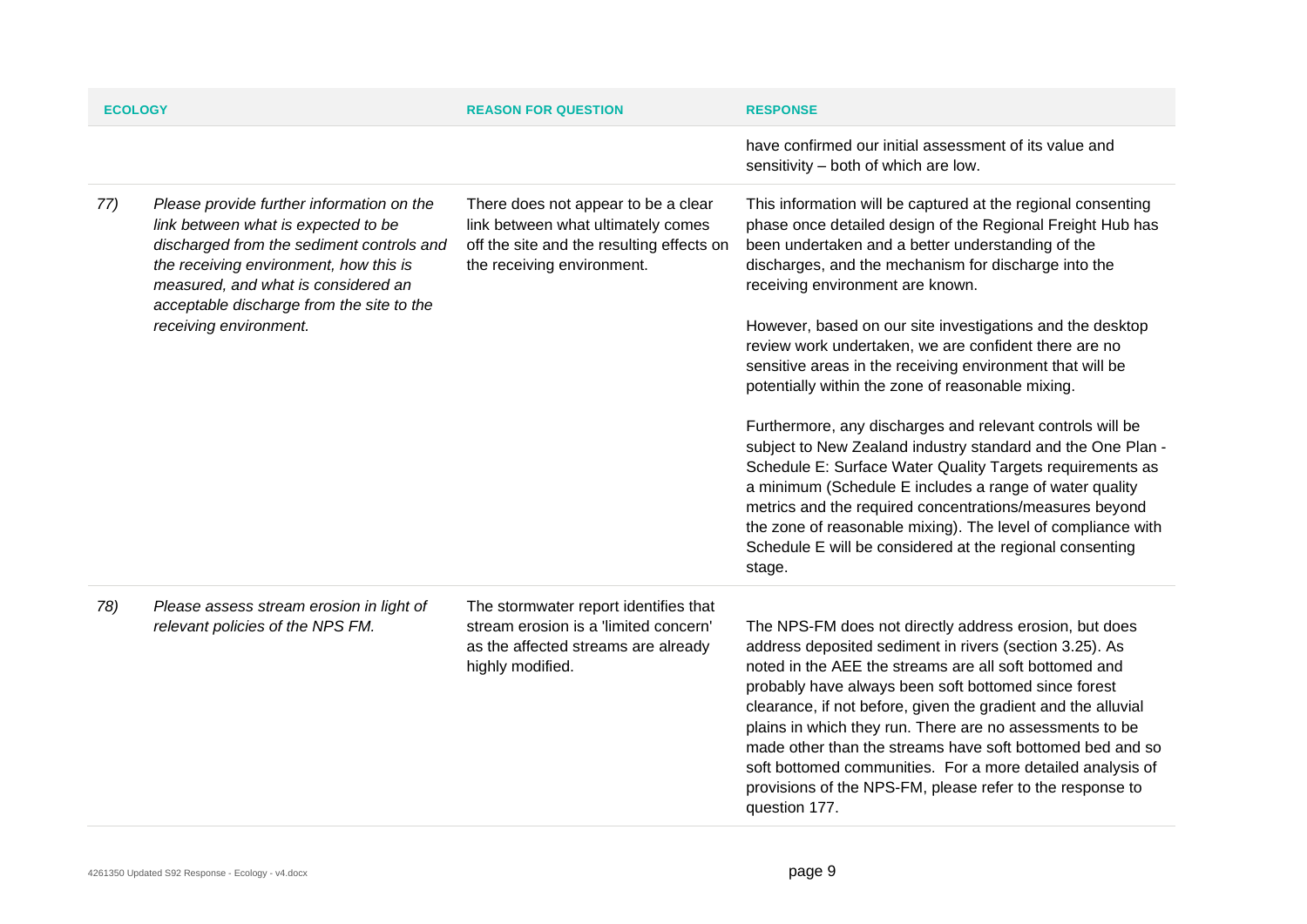| ECOLOGY | | REASON FOR QUESTION | RESPONSE |
|---|---|---|---|
| | | | have confirmed our initial assessment of its value and sensitivity – both of which are low. |
| *77)* | *Please provide further information on the link between what is expected to be discharged from the sediment controls and the receiving environment, how this is measured, and what is considered an acceptable discharge from the site to the receiving environment.* | There does not appear to be a clear link between what ultimately comes off the site and the resulting effects on the receiving environment. | This information will be captured at the regional consenting phase once detailed design of the Regional Freight Hub has been undertaken and a better understanding of the discharges, and the mechanism for discharge into the receiving environment are known.<br><br>However, based on our site investigations and the desktop review work undertaken, we are confident there are no sensitive areas in the receiving environment that will be potentially within the zone of reasonable mixing.<br><br>Furthermore, any discharges and relevant controls will be subject to New Zealand industry standard and the One Plan - Schedule E: Surface Water Quality Targets requirements as a minimum (Schedule E includes a range of water quality metrics and the required concentrations/measures beyond the zone of reasonable mixing). The level of compliance with Schedule E will be considered at the regional consenting stage. |
| *78)* | *Please assess stream erosion in light of relevant policies of the NPS FM.* | The stormwater report identifies that stream erosion is a 'limited concern' as the affected streams are already highly modified. | The NPS-FM does not directly address erosion, but does address deposited sediment in rivers (section 3.25). As noted in the AEE the streams are all soft bottomed and probably have always been soft bottomed since forest clearance, if not before, given the gradient and the alluvial plains in which they run. There are no assessments to be made other than the streams have soft bottomed bed and so soft bottomed communities. For a more detailed analysis of provisions of the NPS-FM, please refer to the response to question 177. |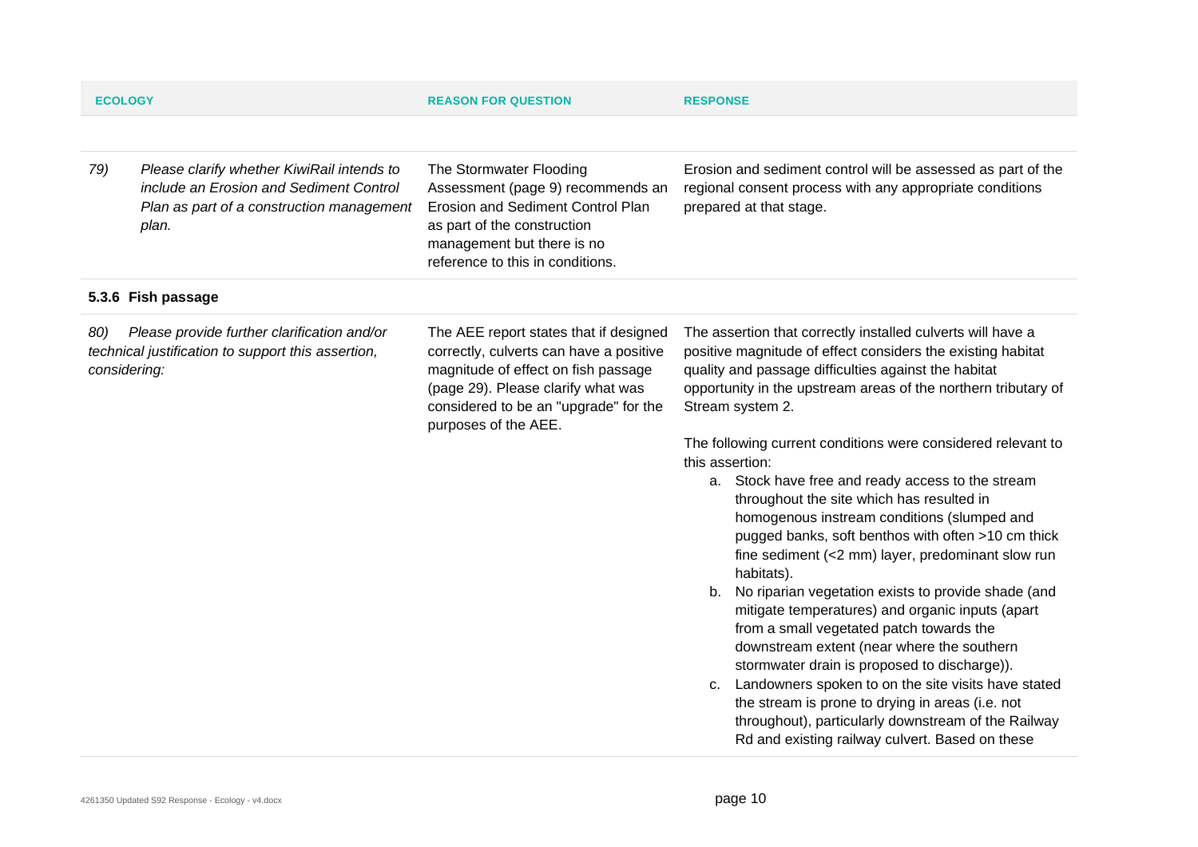| ECOLOGY | | REASON FOR QUESTION | RESPONSE |
|---|---|---|---|
| *79)* | *Please clarify whether KiwiRail intends to include an Erosion and Sediment Control Plan as part of a construction management plan.* | The Stormwater Flooding Assessment (page 9) recommends an Erosion and Sediment Control Plan as part of the construction management but there is no reference to this in conditions. | Erosion and sediment control will be assessed as part of the regional consent process with any appropriate conditions prepared at that stage. |
| **5.3.6 Fish passage** | | | |
| *80)* | *Please provide further clarification and/or technical justification to support this assertion, considering:* | The AEE report states that if designed correctly, culverts can have a positive magnitude of effect on fish passage (page 29). Please clarify what was considered to be an "upgrade" for the purposes of the AEE. | The assertion that correctly installed culverts will have a positive magnitude of effect considers the existing habitat quality and passage difficulties against the habitat opportunity in the upstream areas of the northern tributary of Stream system 2.<br><br>The following current conditions were considered relevant to this assertion:<br>a. Stock have free and ready access to the stream throughout the site which has resulted in homogenous instream conditions (slumped and pugged banks, soft benthos with often >10 cm thick fine sediment (<2 mm) layer, predominant slow run habitats).<br>b. No riparian vegetation exists to provide shade (and mitigate temperatures) and organic inputs (apart from a small vegetated patch towards the downstream extent (near where the southern stormwater drain is proposed to discharge)).<br>c. Landowners spoken to on the site visits have stated the stream is prone to drying in areas (i.e. not throughout), particularly downstream of the Railway Rd and existing railway culvert. Based on these |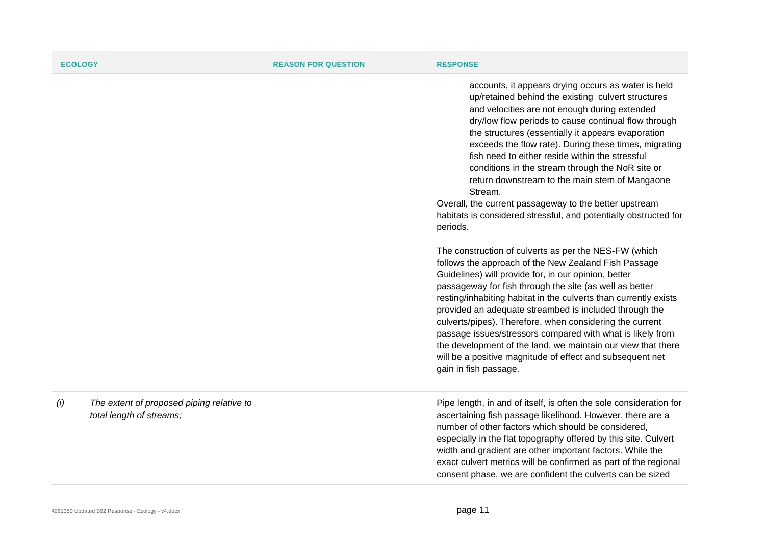| ECOLOGY | | REASON FOR QUESTION | RESPONSE |
|---|---|---|---|
| | | | accounts, it appears drying occurs as water is held up/retained behind the existing culvert structures and velocities are not enough during extended dry/low flow periods to cause continual flow through the structures (essentially it appears evaporation exceeds the flow rate). During these times, migrating fish need to either reside within the stressful conditions in the stream through the NoR site or return downstream to the main stem of Mangaone Stream.<br>Overall, the current passageway to the better upstream habitats is considered stressful, and potentially obstructed for periods.<br><br>The construction of culverts as per the NES-FW (which follows the approach of the New Zealand Fish Passage Guidelines) will provide for, in our opinion, better passageway for fish through the site (as well as better resting/inhabiting habitat in the culverts than currently exists provided an adequate streambed is included through the culverts/pipes). Therefore, when considering the current passage issues/stressors compared with what is likely from the development of the land, we maintain our view that there will be a positive magnitude of effect and subsequent net gain in fish passage. |
| *(i)* | *The extent of proposed piping relative to total length of streams;* | | Pipe length, in and of itself, is often the sole consideration for ascertaining fish passage likelihood. However, there are a number of other factors which should be considered, especially in the flat topography offered by this site. Culvert width and gradient are other important factors. While the exact culvert metrics will be confirmed as part of the regional consent phase, we are confident the culverts can be sized |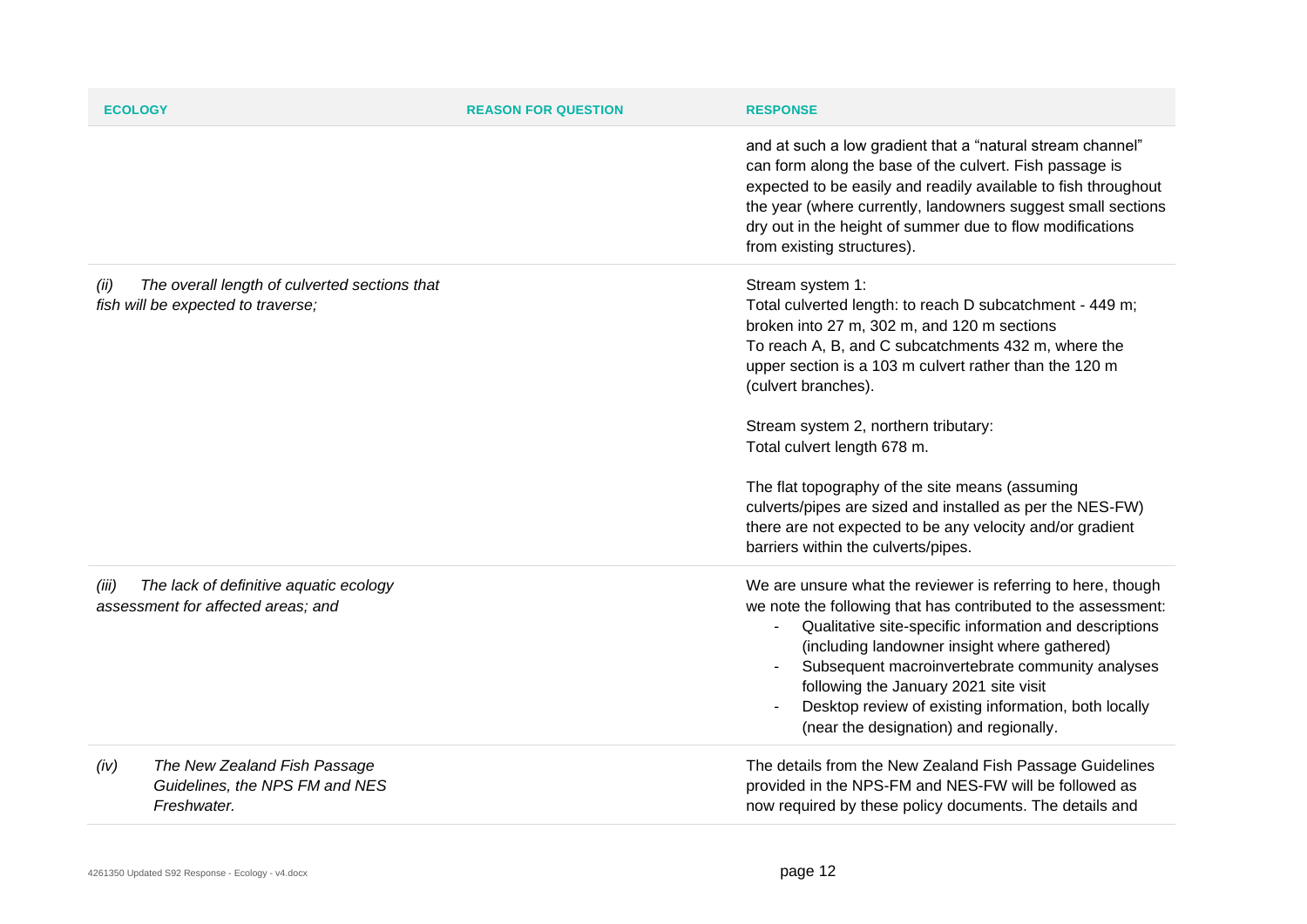| ECOLOGY | REASON FOR QUESTION | RESPONSE |
| --- | --- | --- |
| | | and at such a low gradient that a "natural stream channel" can form along the base of the culvert. Fish passage is expected to be easily and readily available to fish throughout the year (where currently, landowners suggest small sections dry out in the height of summer due to flow modifications from existing structures). |
| *(ii) The overall length of culverted sections that fish will be expected to traverse;* | | Stream system 1:<br>Total culverted length: to reach D subcatchment - 449 m; broken into 27 m, 302 m, and 120 m sections<br>To reach A, B, and C subcatchments 432 m, where the upper section is a 103 m culvert rather than the 120 m (culvert branches).<br><br>Stream system 2, northern tributary:<br>Total culvert length 678 m.<br><br>The flat topography of the site means (assuming culverts/pipes are sized and installed as per the NES-FW) there are not expected to be any velocity and/or gradient barriers within the culverts/pipes. |
| *(iii) The lack of definitive aquatic ecology assessment for affected areas; and* | | We are unsure what the reviewer is referring to here, though we note the following that has contributed to the assessment:<br>- Qualitative site-specific information and descriptions (including landowner insight where gathered)<br>- Subsequent macroinvertebrate community analyses following the January 2021 site visit<br>- Desktop review of existing information, both locally (near the designation) and regionally. |
| *(iv) The New Zealand Fish Passage Guidelines, the NPS FM and NES Freshwater.* | | The details from the New Zealand Fish Passage Guidelines provided in the NPS-FM and NES-FW will be followed as now required by these policy documents. The details and |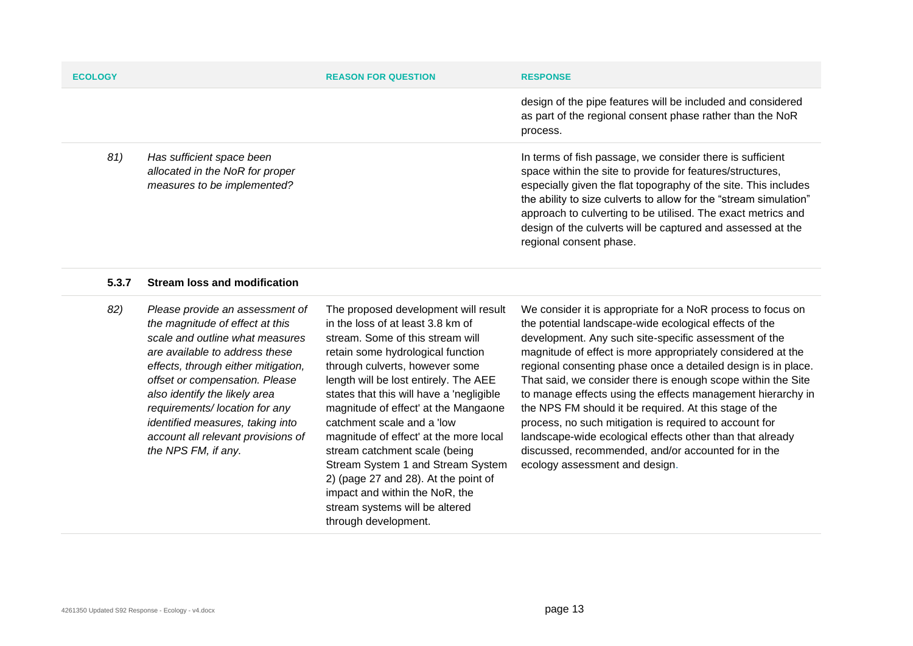| ECOLOGY | | REASON FOR QUESTION | RESPONSE |
|---|---|---|---|
| | | | design of the pipe features will be included and considered as part of the regional consent phase rather than the NoR process. |
| *81)* | *Has sufficient space been allocated in the NoR for proper measures to be implemented?* | | In terms of fish passage, we consider there is sufficient space within the site to provide for features/structures, especially given the flat topography of the site. This includes the ability to size culverts to allow for the "stream simulation" approach to culverting to be utilised. The exact metrics and design of the culverts will be captured and assessed at the regional consent phase. |
| **5.3.7** | **Stream loss and modification** | | |
| *82)* | *Please provide an assessment of the magnitude of effect at this scale and outline what measures are available to address these effects, through either mitigation, offset or compensation. Please also identify the likely area requirements/ location for any identified measures, taking into account all relevant provisions of the NPS FM, if any.* | The proposed development will result in the loss of at least 3.8 km of stream. Some of this stream will retain some hydrological function through culverts, however some length will be lost entirely. The AEE states that this will have a 'negligible magnitude of effect' at the Mangaone catchment scale and a 'low magnitude of effect' at the more local stream catchment scale (being Stream System 1 and Stream System 2) (page 27 and 28). At the point of impact and within the NoR, the stream systems will be altered through development. | We consider it is appropriate for a NoR process to focus on the potential landscape-wide ecological effects of the development. Any such site-specific assessment of the magnitude of effect is more appropriately considered at the regional consenting phase once a detailed design is in place. That said, we consider there is enough scope within the Site to manage effects using the effects management hierarchy in the NPS FM should it be required. At this stage of the process, no such mitigation is required to account for landscape-wide ecological effects other than that already discussed, recommended, and/or accounted for in the ecology assessment and design. |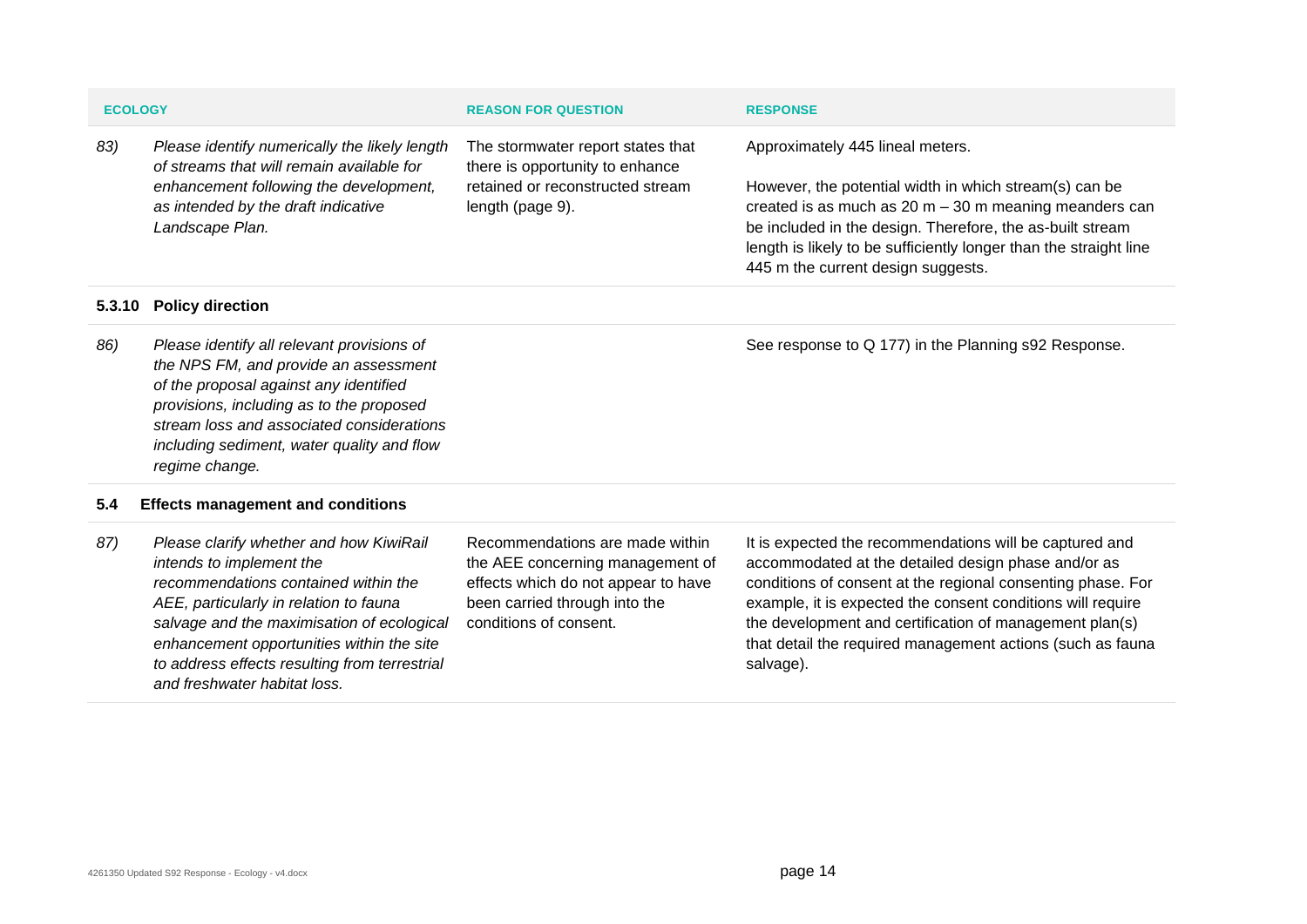| ECOLOGY | | REASON FOR QUESTION | RESPONSE |
|---|---|---|---|
| *83)* | *Please identify numerically the likely length of streams that will remain available for enhancement following the development, as intended by the draft indicative Landscape Plan.* | The stormwater report states that there is opportunity to enhance retained or reconstructed stream length (page 9). | Approximately 445 lineal meters.<br><br>However, the potential width in which stream(s) can be created is as much as 20 m – 30 m meaning meanders can be included in the design. Therefore, the as-built stream length is likely to be sufficiently longer than the straight line 445 m the current design suggests. |
| **5.3.10** | **Policy direction** | | |
| *86)* | *Please identify all relevant provisions of the NPS FM, and provide an assessment of the proposal against any identified provisions, including as to the proposed stream loss and associated considerations including sediment, water quality and flow regime change.* | | See response to Q 177) in the Planning s92 Response. |
| **5.4** | **Effects management and conditions** | | |
| *87)* | *Please clarify whether and how KiwiRail intends to implement the recommendations contained within the AEE, particularly in relation to fauna salvage and the maximisation of ecological enhancement opportunities within the site to address effects resulting from terrestrial and freshwater habitat loss.* | Recommendations are made within the AEE concerning management of effects which do not appear to have been carried through into the conditions of consent. | It is expected the recommendations will be captured and accommodated at the detailed design phase and/or as conditions of consent at the regional consenting phase. For example, it is expected the consent conditions will require the development and certification of management plan(s) that detail the required management actions (such as fauna salvage). |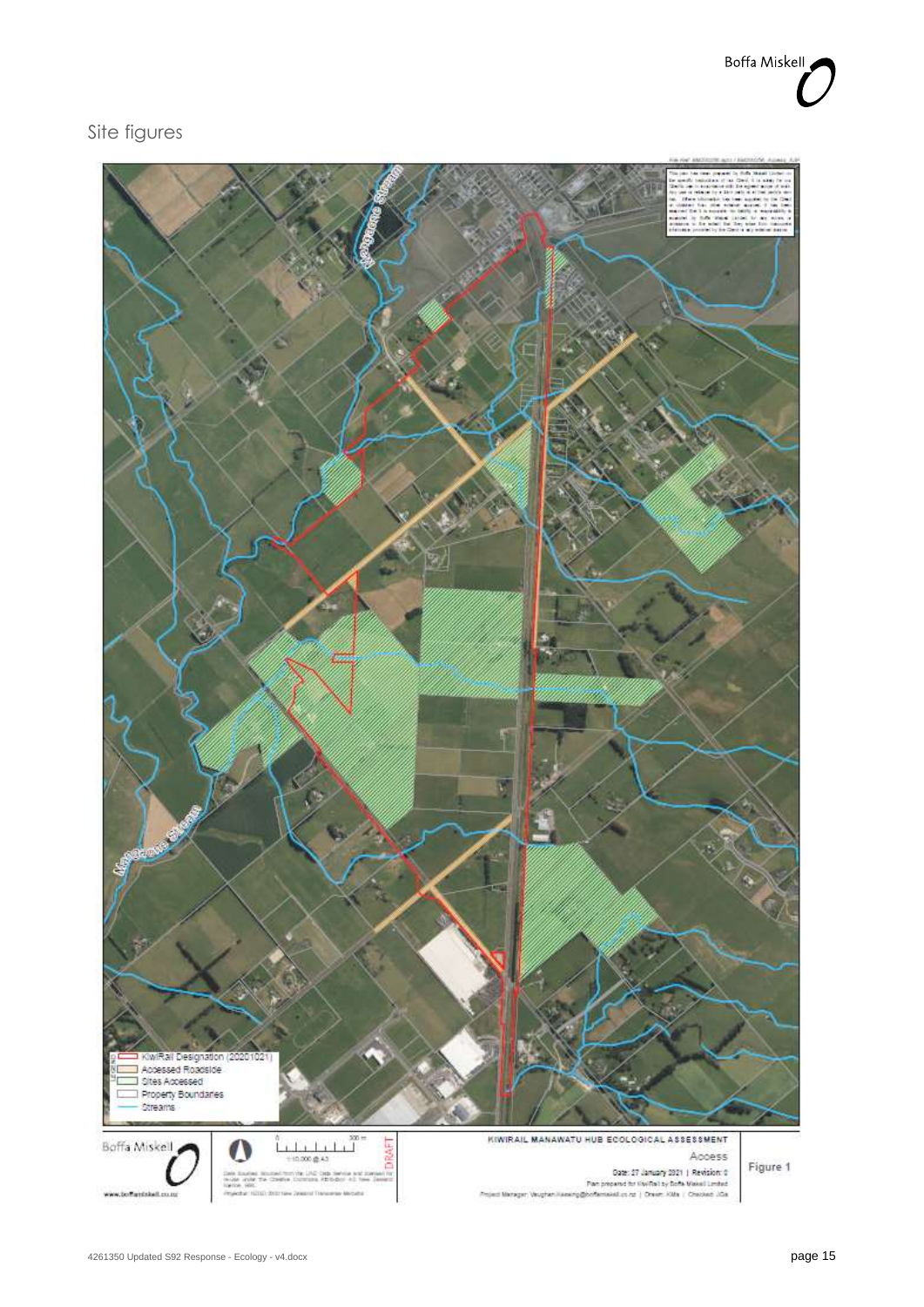## Site figures

Figure 1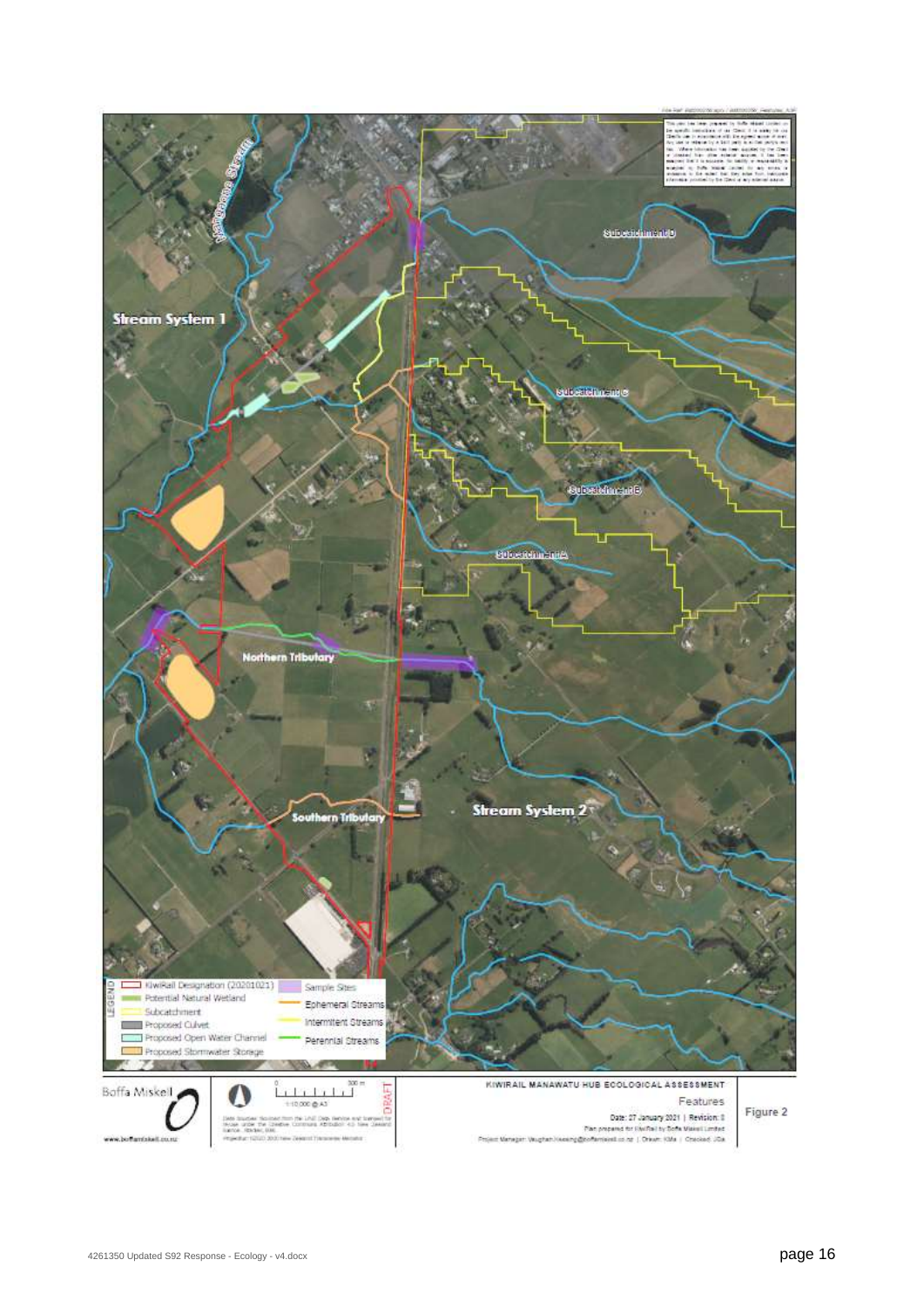Stream System 1

Subcatchment D

Subcatchment C

Subcatchment B

Subcatchment A

Northern Tributary

Southern Tributary

Stream System 2

LEGEND

- KiwiRail Designation (20201021)
- Potential Natural Wetland
- Subcatchment
- Proposed Culvert
- Proposed Open Water Channel
- Proposed Stormwater Storage
- Sample Sites
- Ephemeral Streams
- Intermittent Streams
- Perennial Streams

Boffa Miskell

www.boffamiskell.co.nz

1:10,000 @ A3

DRAFT

KIWIRAIL MANAWATU HUB ECOLOGICAL ASSESSMENT

Features

Date: 27 January 2021 | Revision: 0

Plan prepared for KiwiRail by Boffa Miskell Limited

Project Manager: Vaughan.Keesing@boffamiskell.co.nz | Drawn: KMa | Checked: JCa

Figure 2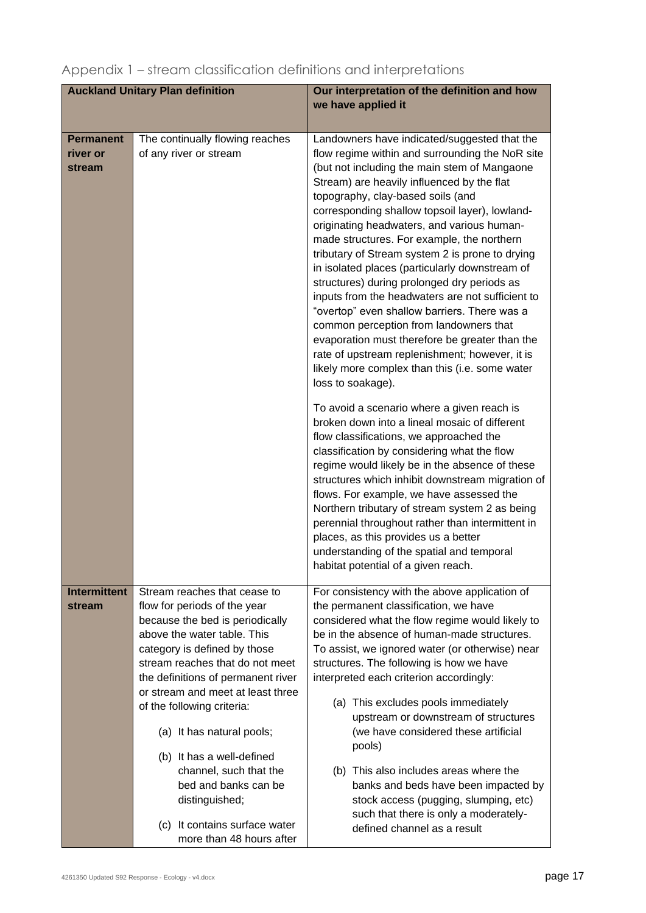## Appendix 1 – stream classification definitions and interpretations

| Auckland Unitary Plan definition | | Our interpretation of the definition and how we have applied it |
|---|---|---|
| **Permanent river or stream** | The continually flowing reaches of any river or stream | Landowners have indicated/suggested that the flow regime within and surrounding the NoR site (but not including the main stem of Mangaone Stream) are heavily influenced by the flat topography, clay-based soils (and corresponding shallow topsoil layer), lowland-originating headwaters, and various human-made structures. For example, the northern tributary of Stream system 2 is prone to drying in isolated places (particularly downstream of structures) during prolonged dry periods as inputs from the headwaters are not sufficient to "overtop" even shallow barriers. There was a common perception from landowners that evaporation must therefore be greater than the rate of upstream replenishment; however, it is likely more complex than this (i.e. some water loss to soakage).<br><br>To avoid a scenario where a given reach is broken down into a lineal mosaic of different flow classifications, we approached the classification by considering what the flow regime would likely be in the absence of these structures which inhibit downstream migration of flows. For example, we have assessed the Northern tributary of stream system 2 as being perennial throughout rather than intermittent in places, as this provides us a better understanding of the spatial and temporal habitat potential of a given reach. |
| **Intermittent stream** | Stream reaches that cease to flow for periods of the year because the bed is periodically above the water table. This category is defined by those stream reaches that do not meet the definitions of permanent river or stream and meet at least three of the following criteria:<br><br>(a) It has natural pools;<br><br>(b) It has a well-defined channel, such that the bed and banks can be distinguished;<br><br>(c) It contains surface water more than 48 hours after | For consistency with the above application of the permanent classification, we have considered what the flow regime would likely to be in the absence of human-made structures. To assist, we ignored water (or otherwise) near structures. The following is how we have interpreted each criterion accordingly:<br><br>(a) This excludes pools immediately upstream or downstream of structures (we have considered these artificial pools)<br><br>(b) This also includes areas where the banks and beds have been impacted by stock access (pugging, slumping, etc) such that there is only a moderately-defined channel as a result |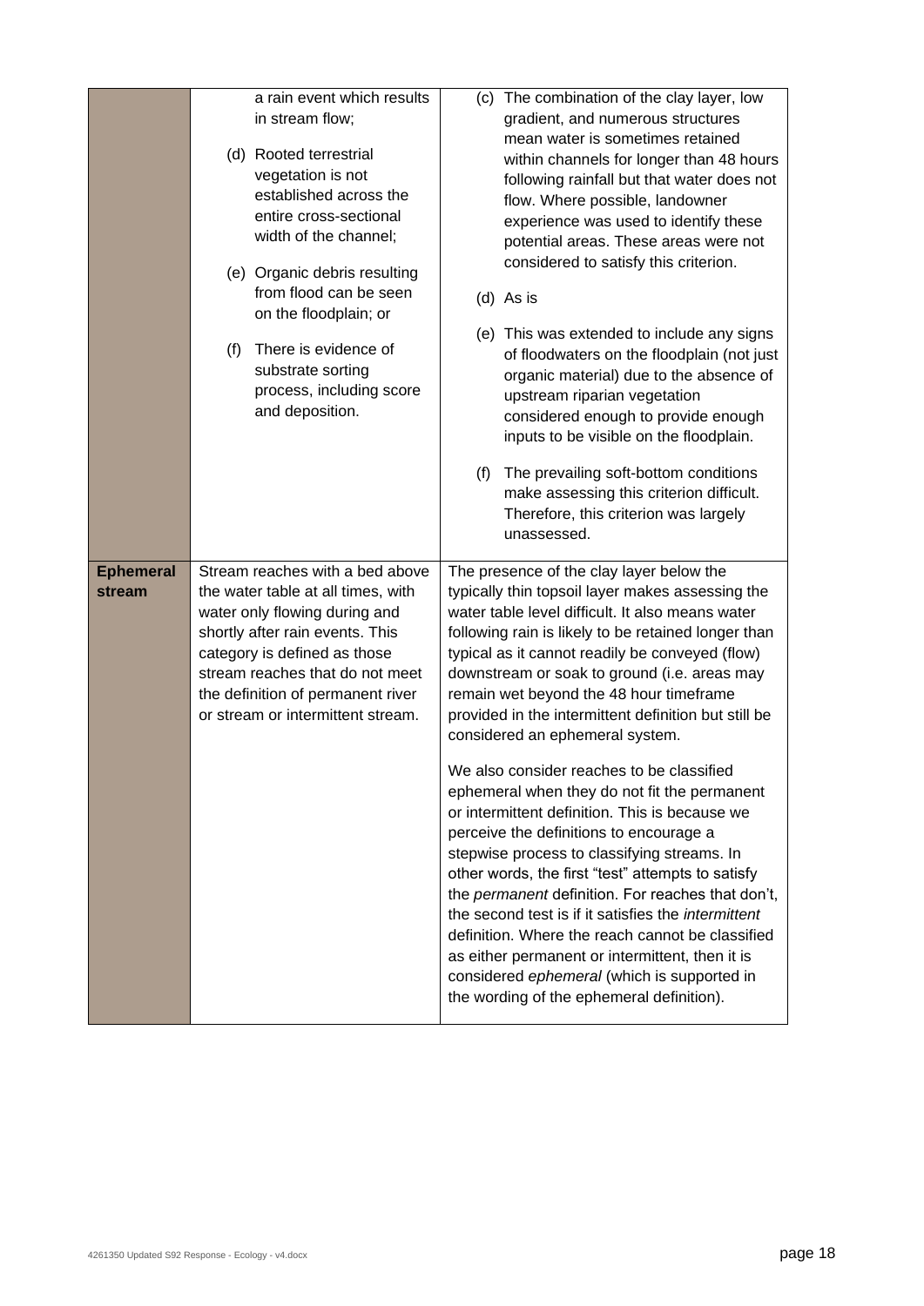| | | |
|---|---|---|
| | a rain event which results in stream flow;<br><br>(d) Rooted terrestrial vegetation is not established across the entire cross-sectional width of the channel;<br><br>(e) Organic debris resulting from flood can be seen on the floodplain; or<br><br>(f) There is evidence of substrate sorting process, including score and deposition. | (c) The combination of the clay layer, low gradient, and numerous structures mean water is sometimes retained within channels for longer than 48 hours following rainfall but that water does not flow. Where possible, landowner experience was used to identify these potential areas. These areas were not considered to satisfy this criterion.<br><br>(d) As is<br><br>(e) This was extended to include any signs of floodwaters on the floodplain (not just organic material) due to the absence of upstream riparian vegetation considered enough to provide enough inputs to be visible on the floodplain.<br><br>(f) The prevailing soft-bottom conditions make assessing this criterion difficult. Therefore, this criterion was largely unassessed. |
| **Ephemeral stream** | Stream reaches with a bed above the water table at all times, with water only flowing during and shortly after rain events. This category is defined as those stream reaches that do not meet the definition of permanent river or stream or intermittent stream. | The presence of the clay layer below the typically thin topsoil layer makes assessing the water table level difficult. It also means water following rain is likely to be retained longer than typical as it cannot readily be conveyed (flow) downstream or soak to ground (i.e. areas may remain wet beyond the 48 hour timeframe provided in the intermittent definition but still be considered an ephemeral system.<br><br>We also consider reaches to be classified ephemeral when they do not fit the permanent or intermittent definition. This is because we perceive the definitions to encourage a stepwise process to classifying streams. In other words, the first "test" attempts to satisfy the *permanent* definition. For reaches that don't, the second test is if it satisfies the *intermittent* definition. Where the reach cannot be classified as either permanent or intermittent, then it is considered *ephemeral* (which is supported in the wording of the ephemeral definition). |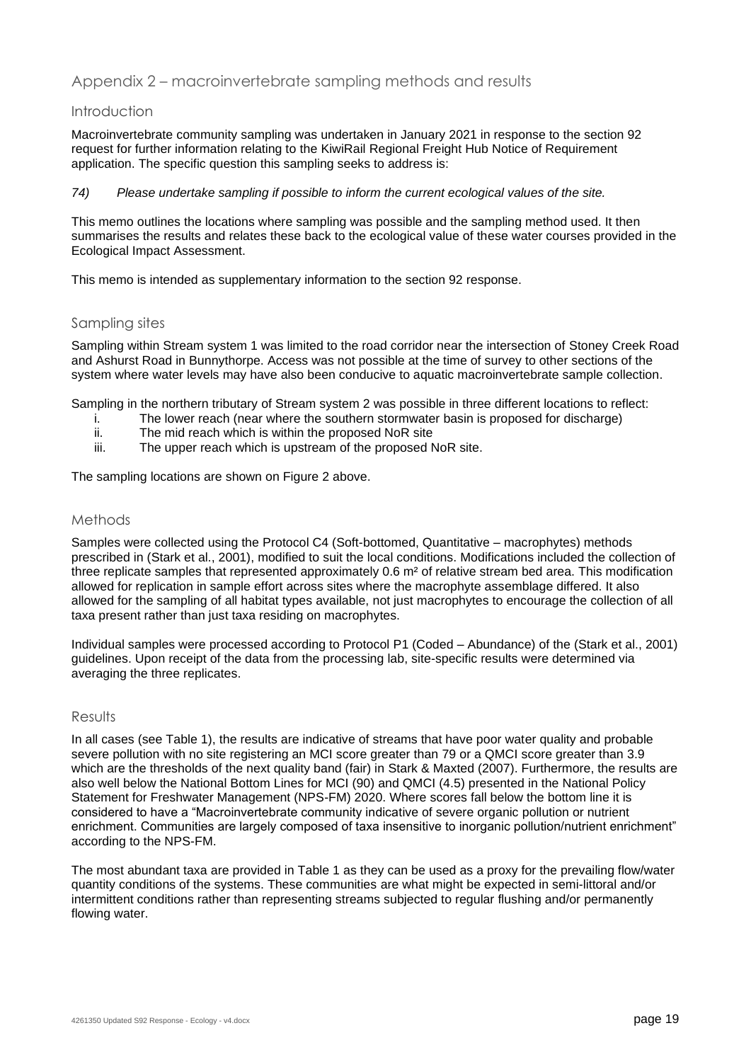## Appendix 2 – macroinvertebrate sampling methods and results

### Introduction

Macroinvertebrate community sampling was undertaken in January 2021 in response to the section 92 request for further information relating to the KiwiRail Regional Freight Hub Notice of Requirement application. The specific question this sampling seeks to address is:

*74) Please undertake sampling if possible to inform the current ecological values of the site.*

This memo outlines the locations where sampling was possible and the sampling method used. It then summarises the results and relates these back to the ecological value of these water courses provided in the Ecological Impact Assessment.

This memo is intended as supplementary information to the section 92 response.

### Sampling sites

Sampling within Stream system 1 was limited to the road corridor near the intersection of Stoney Creek Road and Ashurst Road in Bunnythorpe. Access was not possible at the time of survey to other sections of the system where water levels may have also been conducive to aquatic macroinvertebrate sample collection.

Sampling in the northern tributary of Stream system 2 was possible in three different locations to reflect:

i. The lower reach (near where the southern stormwater basin is proposed for discharge)
ii. The mid reach which is within the proposed NoR site
iii. The upper reach which is upstream of the proposed NoR site.

The sampling locations are shown on Figure 2 above.

### Methods

Samples were collected using the Protocol C4 (Soft-bottomed, Quantitative – macrophytes) methods prescribed in (Stark et al., 2001), modified to suit the local conditions. Modifications included the collection of three replicate samples that represented approximately 0.6 m² of relative stream bed area. This modification allowed for replication in sample effort across sites where the macrophyte assemblage differed. It also allowed for the sampling of all habitat types available, not just macrophytes to encourage the collection of all taxa present rather than just taxa residing on macrophytes.

Individual samples were processed according to Protocol P1 (Coded – Abundance) of the (Stark et al., 2001) guidelines. Upon receipt of the data from the processing lab, site-specific results were determined via averaging the three replicates.

### Results

In all cases (see Table 1), the results are indicative of streams that have poor water quality and probable severe pollution with no site registering an MCI score greater than 79 or a QMCI score greater than 3.9 which are the thresholds of the next quality band (fair) in Stark & Maxted (2007). Furthermore, the results are also well below the National Bottom Lines for MCI (90) and QMCI (4.5) presented in the National Policy Statement for Freshwater Management (NPS-FM) 2020. Where scores fall below the bottom line it is considered to have a "Macroinvertebrate community indicative of severe organic pollution or nutrient enrichment. Communities are largely composed of taxa insensitive to inorganic pollution/nutrient enrichment" according to the NPS-FM.

The most abundant taxa are provided in Table 1 as they can be used as a proxy for the prevailing flow/water quantity conditions of the systems. These communities are what might be expected in semi-littoral and/or intermittent conditions rather than representing streams subjected to regular flushing and/or permanently flowing water.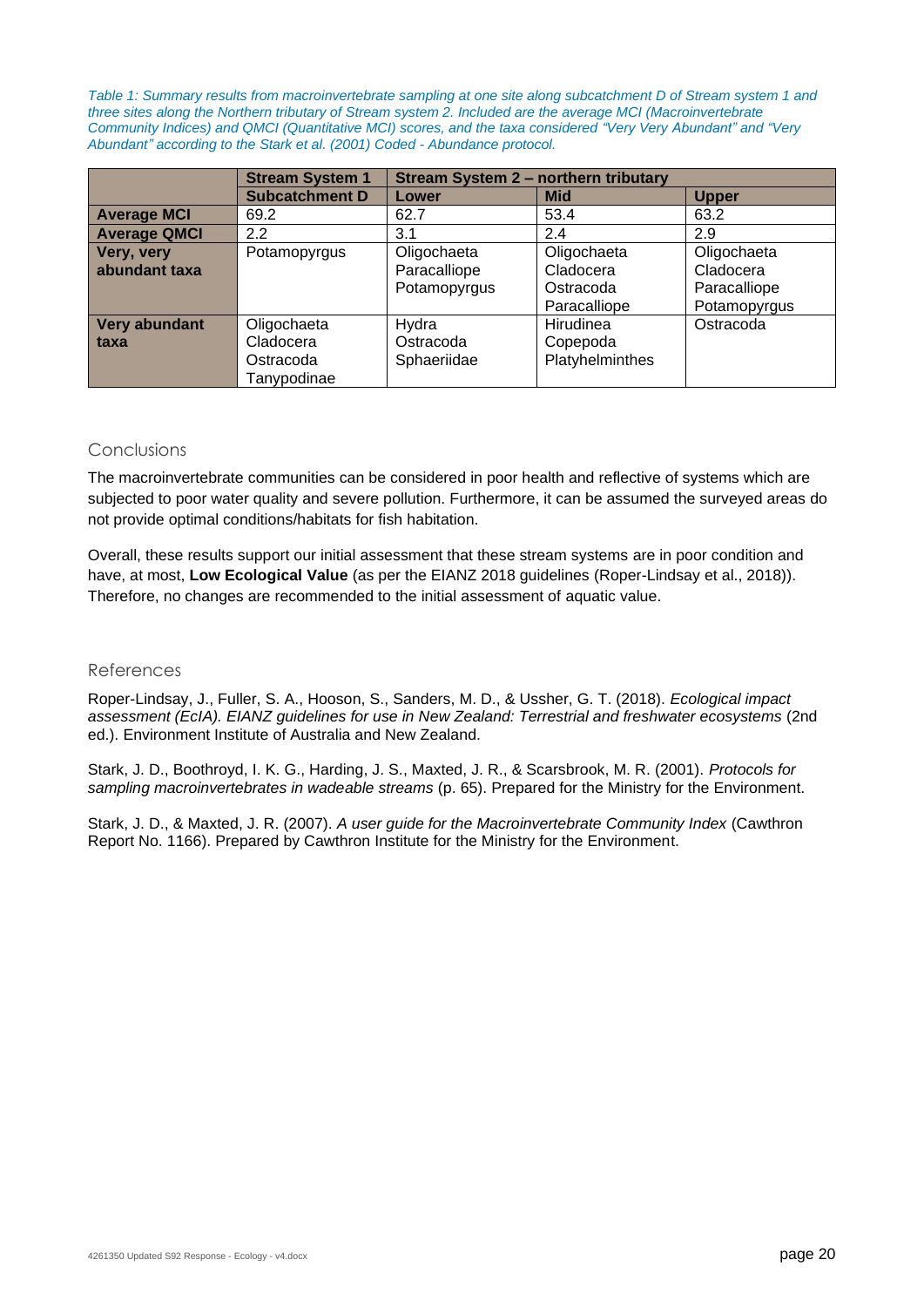*Table 1: Summary results from macroinvertebrate sampling at one site along subcatchment D of Stream system 1 and three sites along the Northern tributary of Stream system 2. Included are the average MCI (Macroinvertebrate Community Indices) and QMCI (Quantitative MCI) scores, and the taxa considered "Very Very Abundant" and "Very Abundant" according to the Stark et al. (2001) Coded - Abundance protocol.*

| | **Stream System 1** | **Stream System 2 – northern tributary** | | |
|---|---|---|---|---|
| | **Subcatchment D** | **Lower** | **Mid** | **Upper** |
| **Average MCI** | 69.2 | 62.7 | 53.4 | 63.2 |
| **Average QMCI** | 2.2 | 3.1 | 2.4 | 2.9 |
| **Very, very abundant taxa** | Potamopyrgus | Oligochaeta<br>Paracalliope<br>Potamopyrgus | Oligochaeta<br>Cladocera<br>Ostracoda<br>Paracalliope | Oligochaeta<br>Cladocera<br>Paracalliope<br>Potamopyrgus |
| **Very abundant taxa** | Oligochaeta<br>Cladocera<br>Ostracoda<br>Tanypodinae | Hydra<br>Ostracoda<br>Sphaeriidae | Hirudinea<br>Copepoda<br>Platyhelminthes | Ostracoda |

## Conclusions

The macroinvertebrate communities can be considered in poor health and reflective of systems which are subjected to poor water quality and severe pollution. Furthermore, it can be assumed the surveyed areas do not provide optimal conditions/habitats for fish habitation.

Overall, these results support our initial assessment that these stream systems are in poor condition and have, at most, **Low Ecological Value** (as per the EIANZ 2018 guidelines (Roper-Lindsay et al., 2018)). Therefore, no changes are recommended to the initial assessment of aquatic value.

## References

Roper-Lindsay, J., Fuller, S. A., Hooson, S., Sanders, M. D., & Ussher, G. T. (2018). *Ecological impact assessment (EcIA). EIANZ guidelines for use in New Zealand: Terrestrial and freshwater ecosystems* (2nd ed.). Environment Institute of Australia and New Zealand.

Stark, J. D., Boothroyd, I. K. G., Harding, J. S., Maxted, J. R., & Scarsbrook, M. R. (2001). *Protocols for sampling macroinvertebrates in wadeable streams* (p. 65). Prepared for the Ministry for the Environment.

Stark, J. D., & Maxted, J. R. (2007). *A user guide for the Macroinvertebrate Community Index* (Cawthron Report No. 1166). Prepared by Cawthron Institute for the Ministry for the Environment.